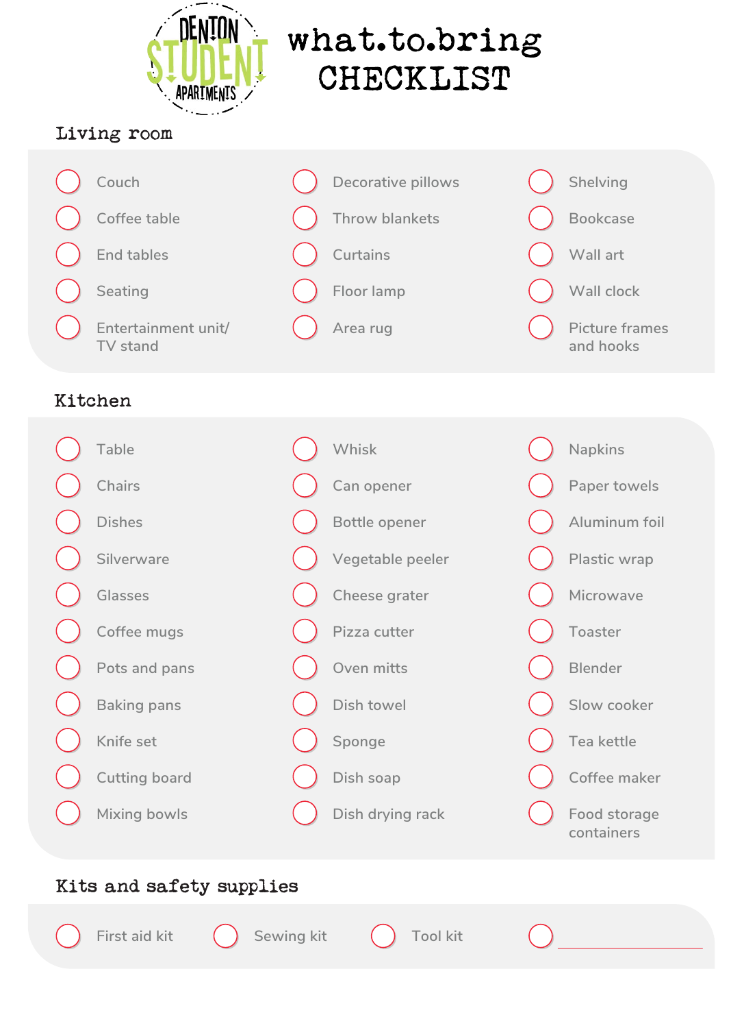DENTON STUDENT APARTMENTS

# what.to.bring CHECKLIST

## Living room

- [ ] Couch
- [ ] Coffee table
- [ ] End tables
- [ ] Seating
- [ ] Entertainment unit/ TV stand
- [ ] Decorative pillows
- [ ] Throw blankets
- [ ] Curtains
- [ ] Floor lamp
- [ ] Area rug
- [ ] Shelving
- [ ] Bookcase
- [ ] Wall art
- [ ] Wall clock
- [ ] Picture frames and hooks

## Kitchen

- [ ] Table
- [ ] Chairs
- [ ] Dishes
- [ ] Silverware
- [ ] Glasses
- [ ] Coffee mugs
- [ ] Pots and pans
- [ ] Baking pans
- [ ] Knife set
- [ ] Cutting board
- [ ] Mixing bowls
- [ ] Whisk
- [ ] Can opener
- [ ] Bottle opener
- [ ] Vegetable peeler
- [ ] Cheese grater
- [ ] Pizza cutter
- [ ] Oven mitts
- [ ] Dish towel
- [ ] Sponge
- [ ] Dish soap
- [ ] Dish drying rack
- [ ] Napkins
- [ ] Paper towels
- [ ] Aluminum foil
- [ ] Plastic wrap
- [ ] Microwave
- [ ] Toaster
- [ ] Blender
- [ ] Slow cooker
- [ ] Tea kettle
- [ ] Coffee maker
- [ ] Food storage containers

## Kits and safety supplies

- [ ] First aid kit
- [ ] Sewing kit
- [ ] Tool kit
- [ ] ______________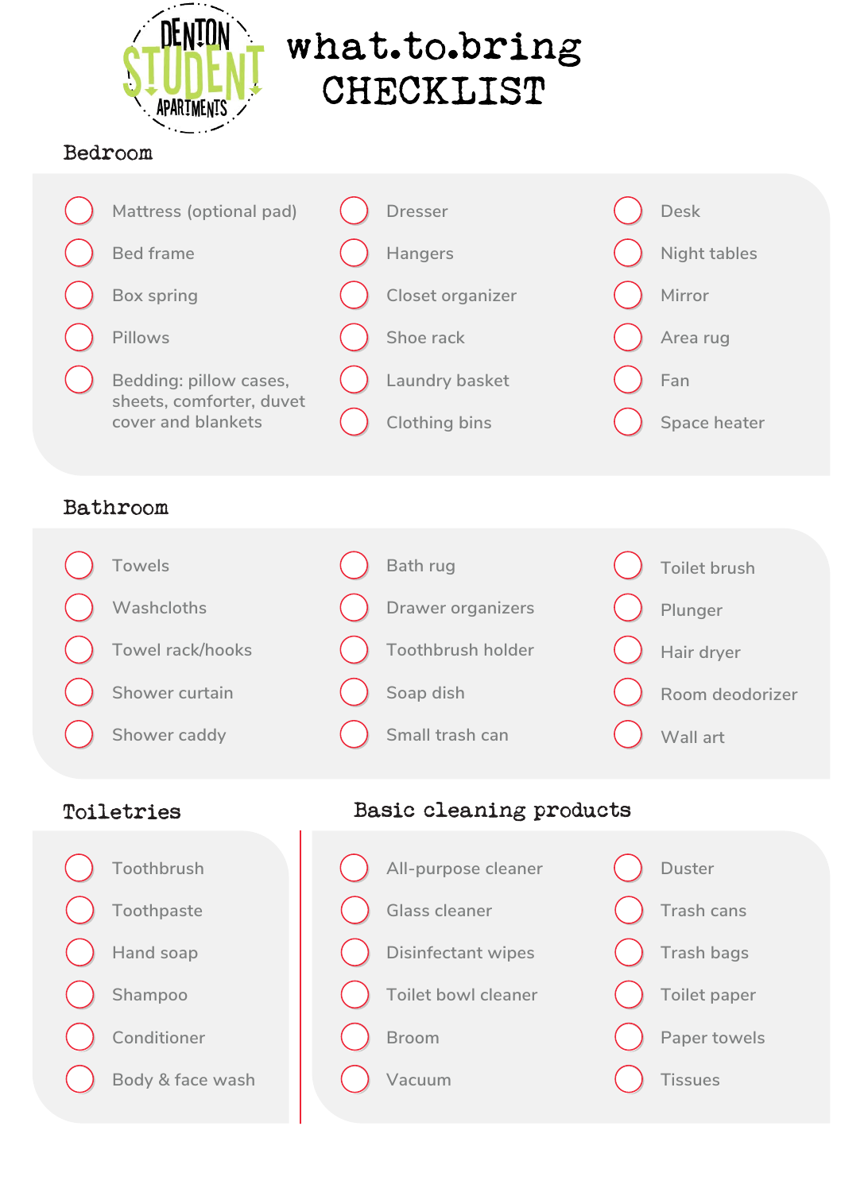DENTON STUDENT APARTMENTS

# what.to.bring CHECKLIST

## Bedroom

- Mattress (optional pad)
- Bed frame
- Box spring
- Pillows
- Bedding: pillow cases, sheets, comforter, duvet cover and blankets
- Dresser
- Hangers
- Closet organizer
- Shoe rack
- Laundry basket
- Clothing bins
- Desk
- Night tables
- Mirror
- Area rug
- Fan
- Space heater

## Bathroom

- Towels
- Washcloths
- Towel rack/hooks
- Shower curtain
- Shower caddy
- Bath rug
- Drawer organizers
- Toothbrush holder
- Soap dish
- Small trash can
- Toilet brush
- Plunger
- Hair dryer
- Room deodorizer
- Wall art

## Toiletries

- Toothbrush
- Toothpaste
- Hand soap
- Shampoo
- Conditioner
- Body & face wash

## Basic cleaning products

- All-purpose cleaner
- Glass cleaner
- Disinfectant wipes
- Toilet bowl cleaner
- Broom
- Vacuum
- Duster
- Trash cans
- Trash bags
- Toilet paper
- Paper towels
- Tissues